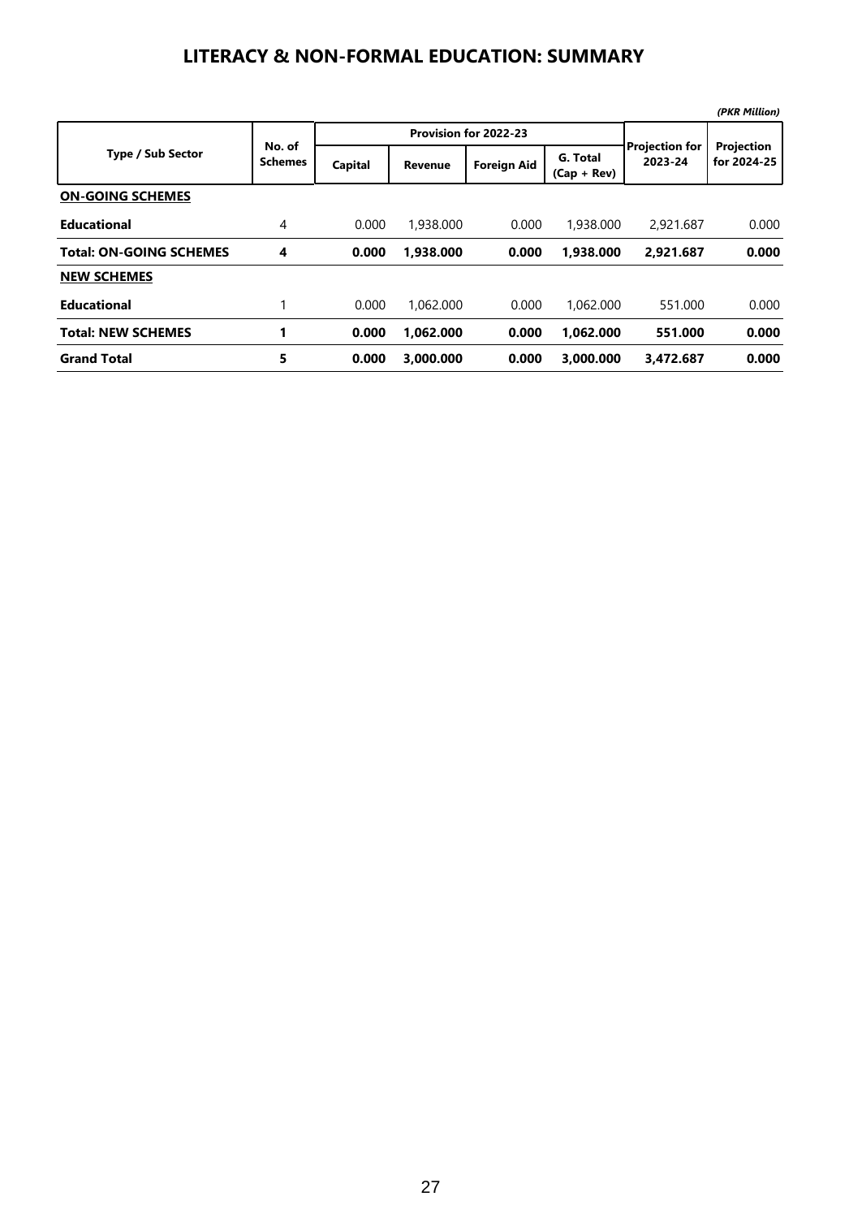# LITERACY & NON-FORMAL EDUCATION: SUMMARY

*(PKR Million)*

| Type / Sub Sector | No. of Schemes | Provision for 2022-23 | | | | Projection for 2023-24 | Projection for 2024-25 |
|---|---|---|---|---|---|---|---|
| | | Capital | Revenue | Foreign Aid | G. Total (Cap + Rev) | | |
| **ON-GOING SCHEMES** | | | | | | | |
| **Educational** | 4 | 0.000 | 1,938.000 | 0.000 | 1,938.000 | 2,921.687 | 0.000 |
| **Total: ON-GOING SCHEMES** | **4** | **0.000** | **1,938.000** | **0.000** | **1,938.000** | **2,921.687** | **0.000** |
| **NEW SCHEMES** | | | | | | | |
| **Educational** | 1 | 0.000 | 1,062.000 | 0.000 | 1,062.000 | 551.000 | 0.000 |
| **Total: NEW SCHEMES** | **1** | **0.000** | **1,062.000** | **0.000** | **1,062.000** | **551.000** | **0.000** |
| **Grand Total** | **5** | **0.000** | **3,000.000** | **0.000** | **3,000.000** | **3,472.687** | **0.000** |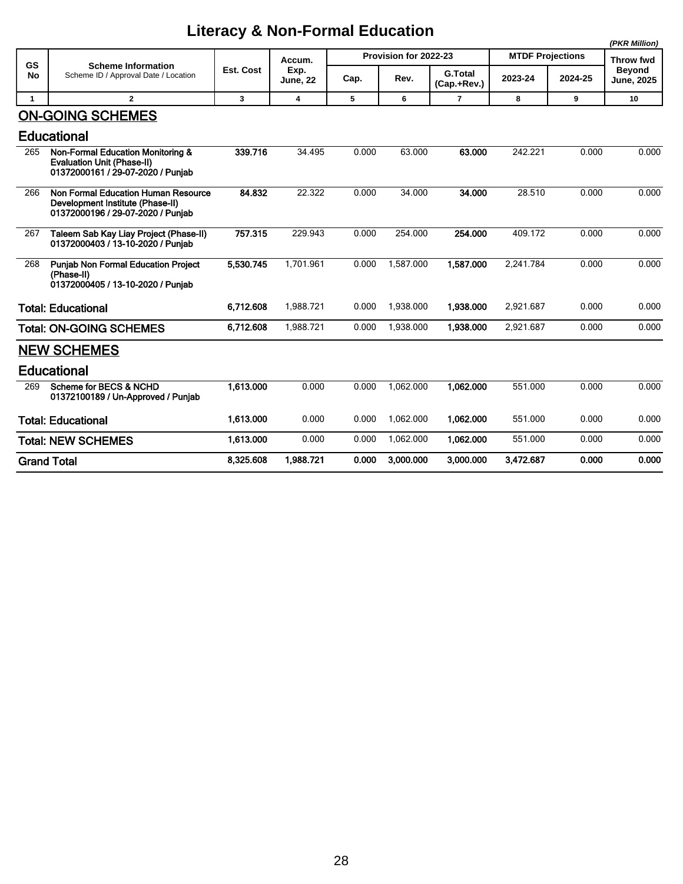# Literacy & Non-Formal Education

*(PKR Million)*

| GS No | Scheme Information<br>Scheme ID / Approval Date / Location | Est. Cost | Accum. Exp. June, 22 | Provision for 2022-23 | | | MTDF Projections | | Throw fwd Beyond June, 2025 |
|---|---|---|---|---|---|---|---|---|---|
| | | | | Cap. | Rev. | G.Total (Cap.+Rev.) | 2023-24 | 2024-25 | |
| 1 | 2 | 3 | 4 | 5 | 6 | 7 | 8 | 9 | 10 |
| | **ON-GOING SCHEMES** | | | | | | | | |
| | **Educational** | | | | | | | | |
| 265 | **Non-Formal Education Monitoring & Evaluation Unit (Phase-II)**<br>**01372000161 / 29-07-2020 / Punjab** | **339.716** | 34.495 | 0.000 | 63.000 | **63.000** | 242.221 | 0.000 | 0.000 |
| 266 | **Non Formal Education Human Resource Development Institute (Phase-II)**<br>**01372000196 / 29-07-2020 / Punjab** | **84.832** | 22.322 | 0.000 | 34.000 | **34.000** | 28.510 | 0.000 | 0.000 |
| 267 | **Taleem Sab Kay Liay Project (Phase-II)**<br>**01372000403 / 13-10-2020 / Punjab** | **757.315** | 229.943 | 0.000 | 254.000 | **254.000** | 409.172 | 0.000 | 0.000 |
| 268 | **Punjab Non Formal Education Project (Phase-II)**<br>**01372000405 / 13-10-2020 / Punjab** | **5,530.745** | 1,701.961 | 0.000 | 1,587.000 | **1,587.000** | 2,241.784 | 0.000 | 0.000 |
| | **Total: Educational** | **6,712.608** | 1,988.721 | 0.000 | 1,938.000 | **1,938.000** | 2,921.687 | 0.000 | 0.000 |
| | **Total: ON-GOING SCHEMES** | **6,712.608** | 1,988.721 | 0.000 | 1,938.000 | **1,938.000** | 2,921.687 | 0.000 | 0.000 |
| | **NEW SCHEMES** | | | | | | | | |
| | **Educational** | | | | | | | | |
| 269 | **Scheme for BECS & NCHD**<br>**01372100189 / Un-Approved / Punjab** | **1,613.000** | 0.000 | 0.000 | 1,062.000 | **1,062.000** | 551.000 | 0.000 | 0.000 |
| | **Total: Educational** | **1,613.000** | 0.000 | 0.000 | 1,062.000 | **1,062.000** | 551.000 | 0.000 | 0.000 |
| | **Total: NEW SCHEMES** | **1,613.000** | 0.000 | 0.000 | 1,062.000 | **1,062.000** | 551.000 | 0.000 | 0.000 |
| | **Grand Total** | **8,325.608** | **1,988.721** | **0.000** | **3,000.000** | **3,000.000** | **3,472.687** | **0.000** | **0.000** |